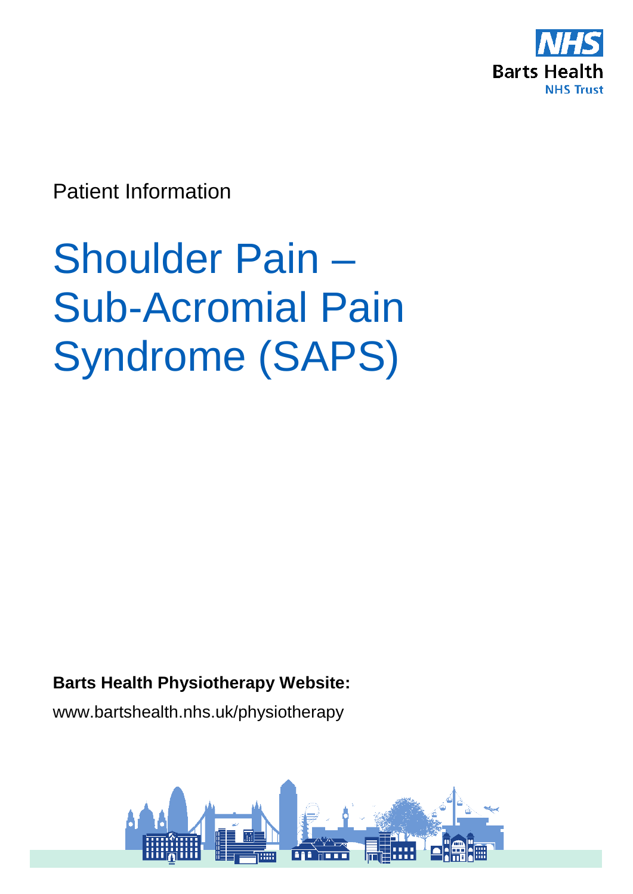NHS
Barts Health
NHS Trust

Patient Information

# Shoulder Pain – Sub-Acromial Pain Syndrome (SAPS)

**Barts Health Physiotherapy Website:**

www.bartshealth.nhs.uk/physiotherapy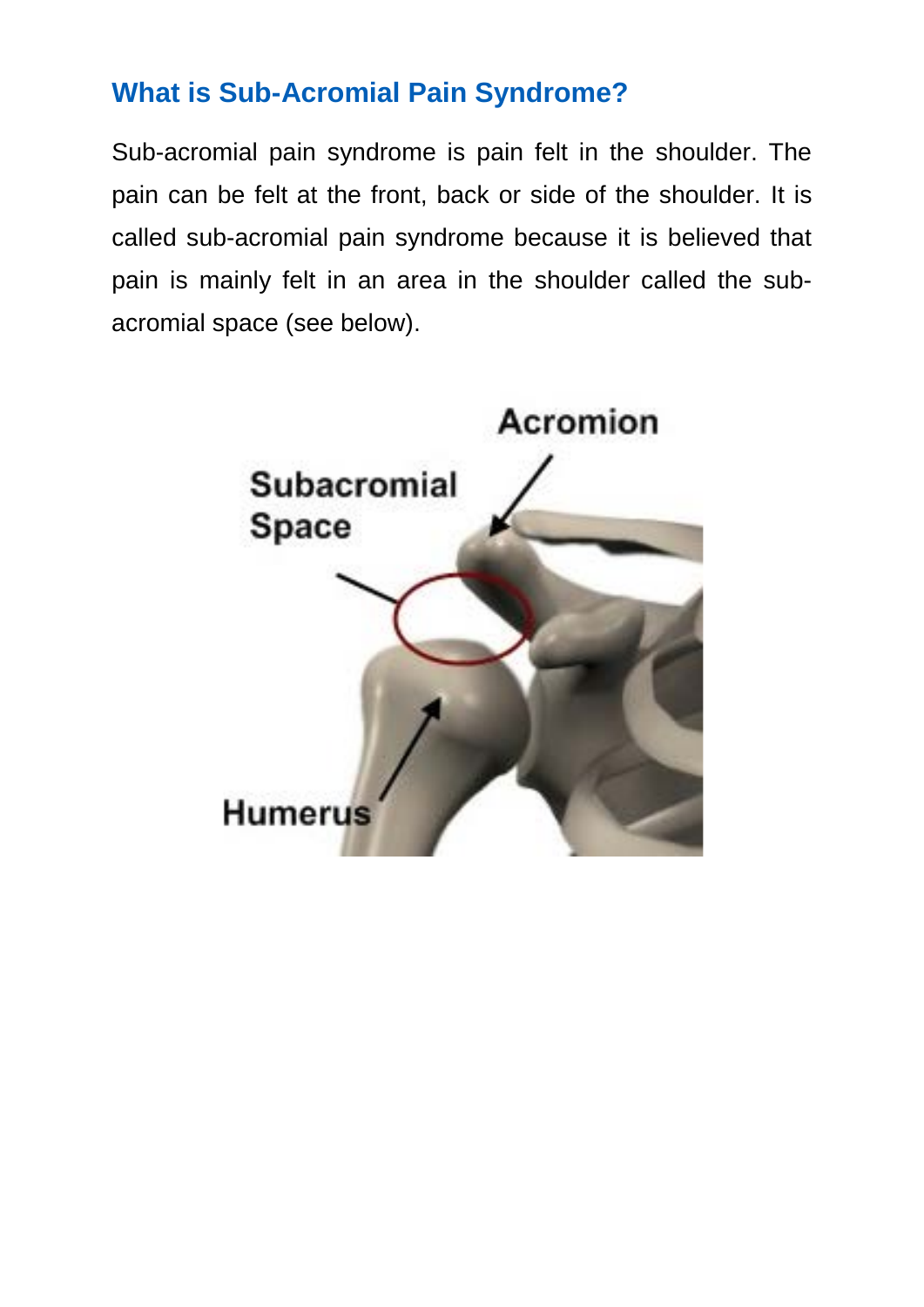## What is Sub-Acromial Pain Syndrome?

Sub-acromial pain syndrome is pain felt in the shoulder. The pain can be felt at the front, back or side of the shoulder. It is called sub-acromial pain syndrome because it is believed that pain is mainly felt in an area in the shoulder called the sub-acromial space (see below).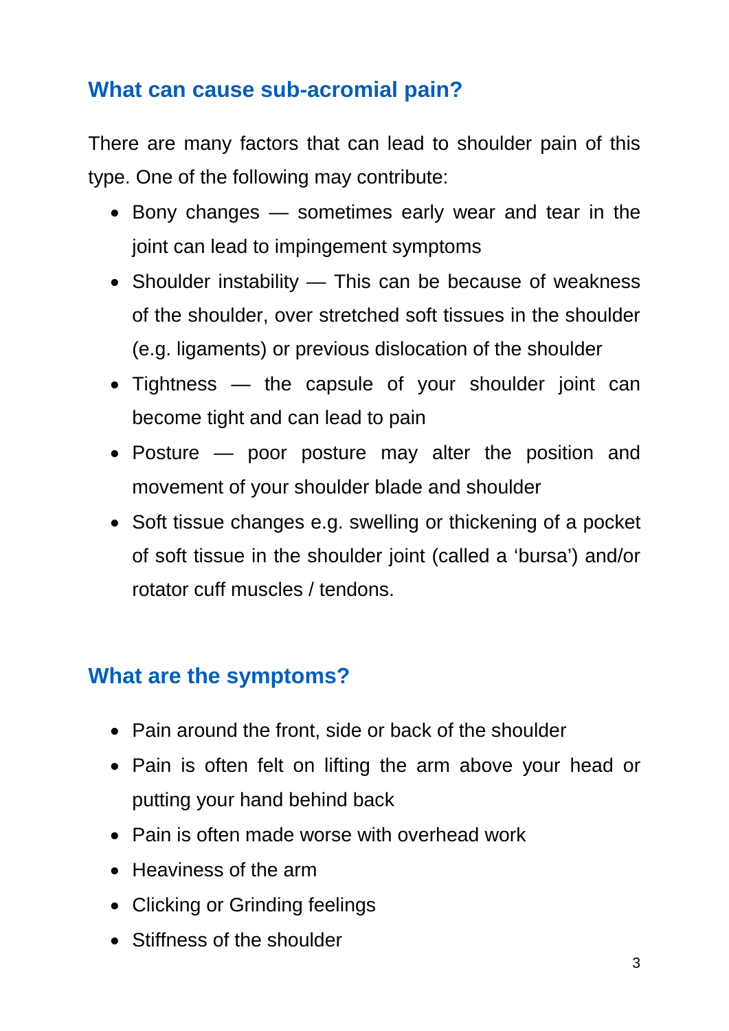## What can cause sub-acromial pain?

There are many factors that can lead to shoulder pain of this type. One of the following may contribute:

- Bony changes — sometimes early wear and tear in the joint can lead to impingement symptoms
- Shoulder instability — This can be because of weakness of the shoulder, over stretched soft tissues in the shoulder (e.g. ligaments) or previous dislocation of the shoulder
- Tightness — the capsule of your shoulder joint can become tight and can lead to pain
- Posture — poor posture may alter the position and movement of your shoulder blade and shoulder
- Soft tissue changes e.g. swelling or thickening of a pocket of soft tissue in the shoulder joint (called a 'bursa') and/or rotator cuff muscles / tendons.

## What are the symptoms?

- Pain around the front, side or back of the shoulder
- Pain is often felt on lifting the arm above your head or putting your hand behind back
- Pain is often made worse with overhead work
- Heaviness of the arm
- Clicking or Grinding feelings
- Stiffness of the shoulder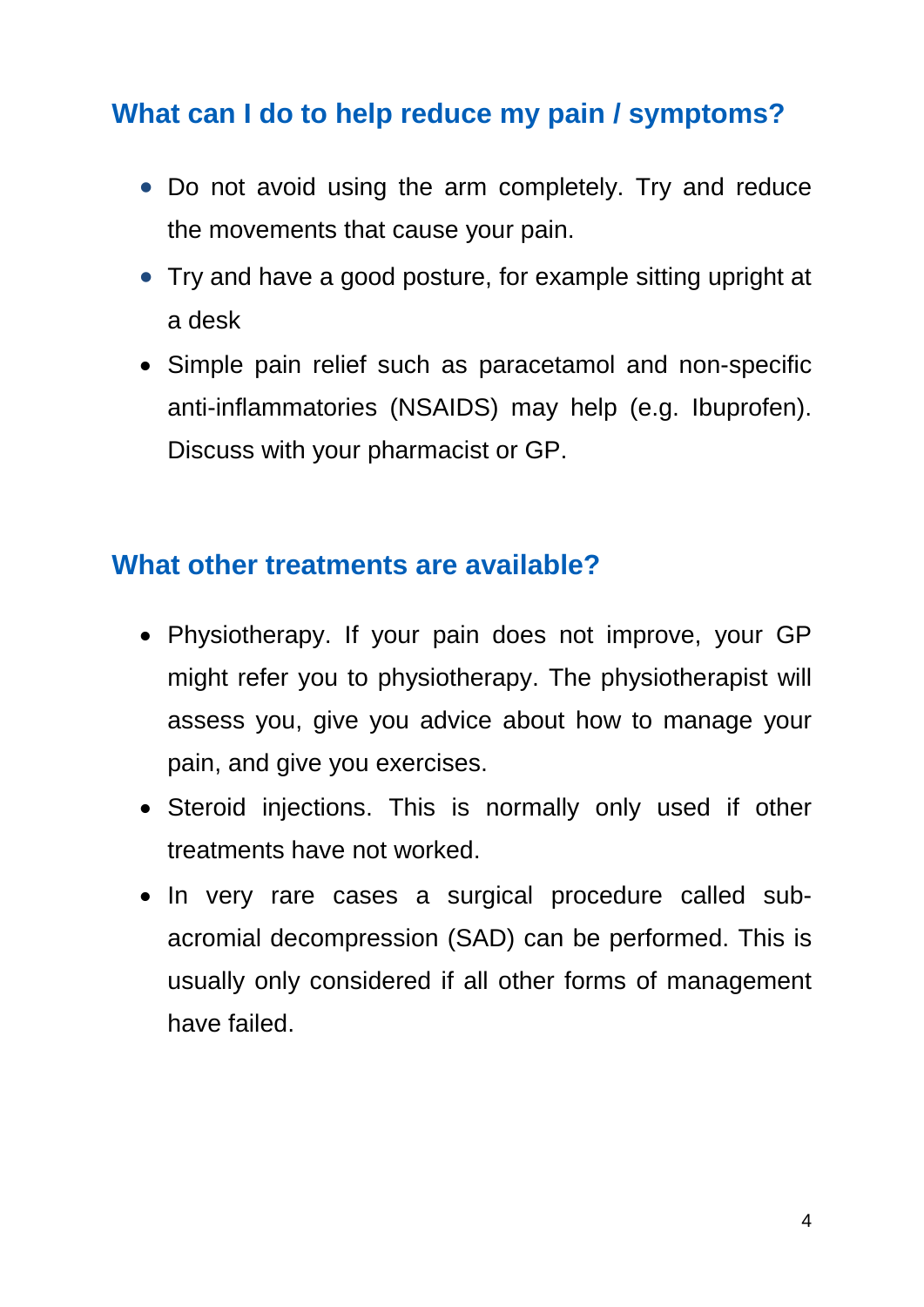## What can I do to help reduce my pain / symptoms?

- Do not avoid using the arm completely. Try and reduce the movements that cause your pain.
- Try and have a good posture, for example sitting upright at a desk
- Simple pain relief such as paracetamol and non-specific anti-inflammatories (NSAIDS) may help (e.g. Ibuprofen). Discuss with your pharmacist or GP.

## What other treatments are available?

- Physiotherapy. If your pain does not improve, your GP might refer you to physiotherapy. The physiotherapist will assess you, give you advice about how to manage your pain, and give you exercises.
- Steroid injections. This is normally only used if other treatments have not worked.
- In very rare cases a surgical procedure called sub-acromial decompression (SAD) can be performed. This is usually only considered if all other forms of management have failed.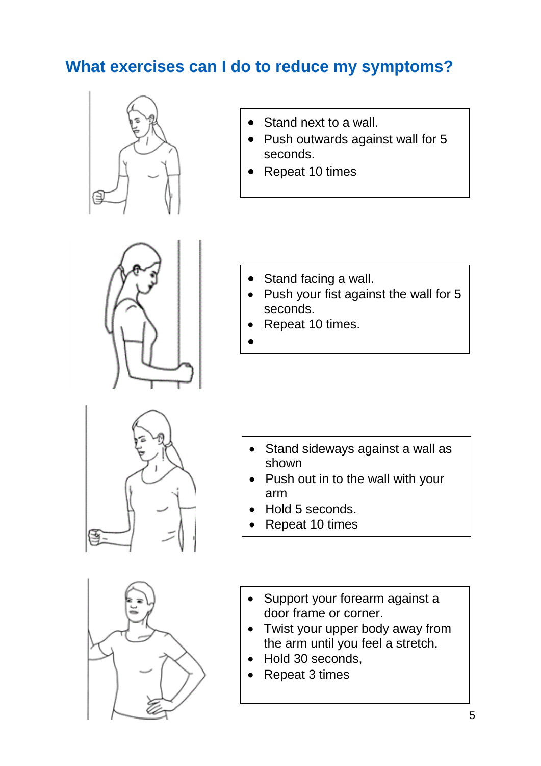## What exercises can I do to reduce my symptoms?

- Stand next to a wall.
- Push outwards against wall for 5 seconds.
- Repeat 10 times

- Stand facing a wall.
- Push your fist against the wall for 5 seconds.
- Repeat 10 times.

- Stand sideways against a wall as shown
- Push out in to the wall with your arm
- Hold 5 seconds.
- Repeat 10 times

- Support your forearm against a door frame or corner.
- Twist your upper body away from the arm until you feel a stretch.
- Hold 30 seconds,
- Repeat 3 times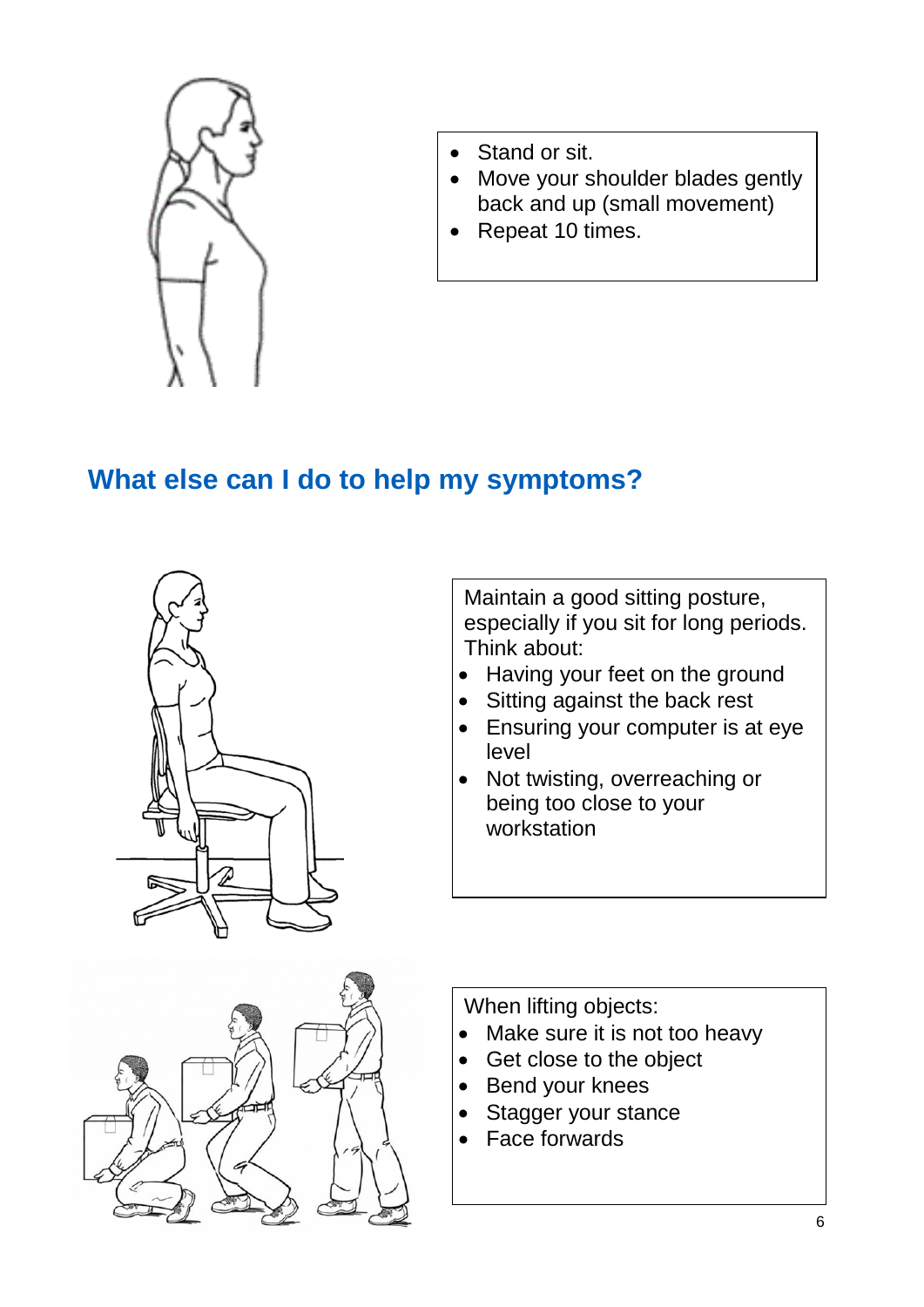- Stand or sit.
- Move your shoulder blades gently back and up (small movement)
- Repeat 10 times.

## What else can I do to help my symptoms?

Maintain a good sitting posture, especially if you sit for long periods. Think about:

- Having your feet on the ground
- Sitting against the back rest
- Ensuring your computer is at eye level
- Not twisting, overreaching or being too close to your workstation

When lifting objects:

- Make sure it is not too heavy
- Get close to the object
- Bend your knees
- Stagger your stance
- Face forwards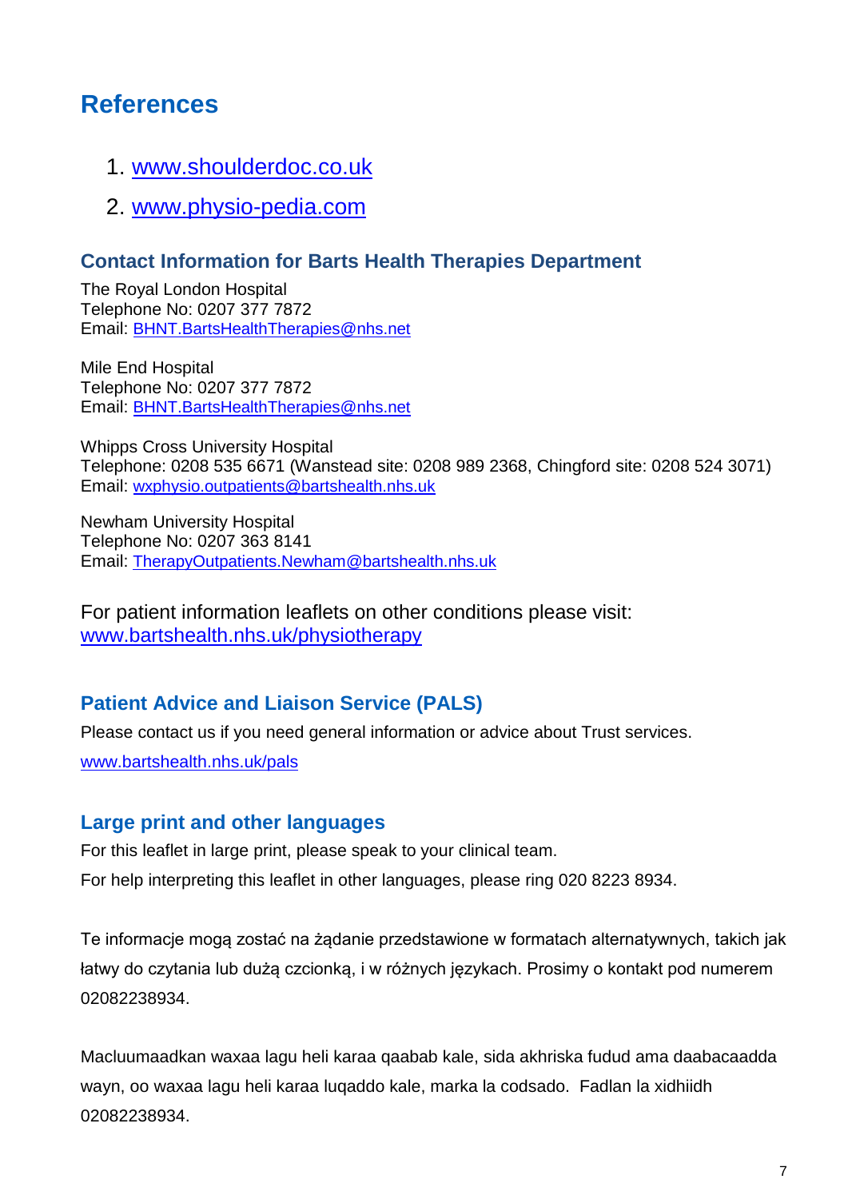# References

1. www.shoulderdoc.co.uk
2. www.physio-pedia.com

### Contact Information for Barts Health Therapies Department

The Royal London Hospital
Telephone No: 0207 377 7872
Email: BHNT.BartsHealthTherapies@nhs.net

Mile End Hospital
Telephone No: 0207 377 7872
Email: BHNT.BartsHealthTherapies@nhs.net

Whipps Cross University Hospital
Telephone: 0208 535 6671 (Wanstead site: 0208 989 2368, Chingford site: 0208 524 3071)
Email: wxphysio.outpatients@bartshealth.nhs.uk

Newham University Hospital
Telephone No: 0207 363 8141
Email: TherapyOutpatients.Newham@bartshealth.nhs.uk

For patient information leaflets on other conditions please visit:
www.bartshealth.nhs.uk/physiotherapy

### Patient Advice and Liaison Service (PALS)

Please contact us if you need general information or advice about Trust services.

www.bartshealth.nhs.uk/pals

### Large print and other languages

For this leaflet in large print, please speak to your clinical team.

For help interpreting this leaflet in other languages, please ring 020 8223 8934.

Te informacje mogą zostać na żądanie przedstawione w formatach alternatywnych, takich jak łatwy do czytania lub dużą czcionką, i w różnych językach. Prosimy o kontakt pod numerem 02082238934.

Macluumaadkan waxaa lagu heli karaa qaabab kale, sida akhriska fudud ama daabacaadda wayn, oo waxaa lagu heli karaa luqaddo kale, marka la codsado. Fadlan la xidhiidh 02082238934.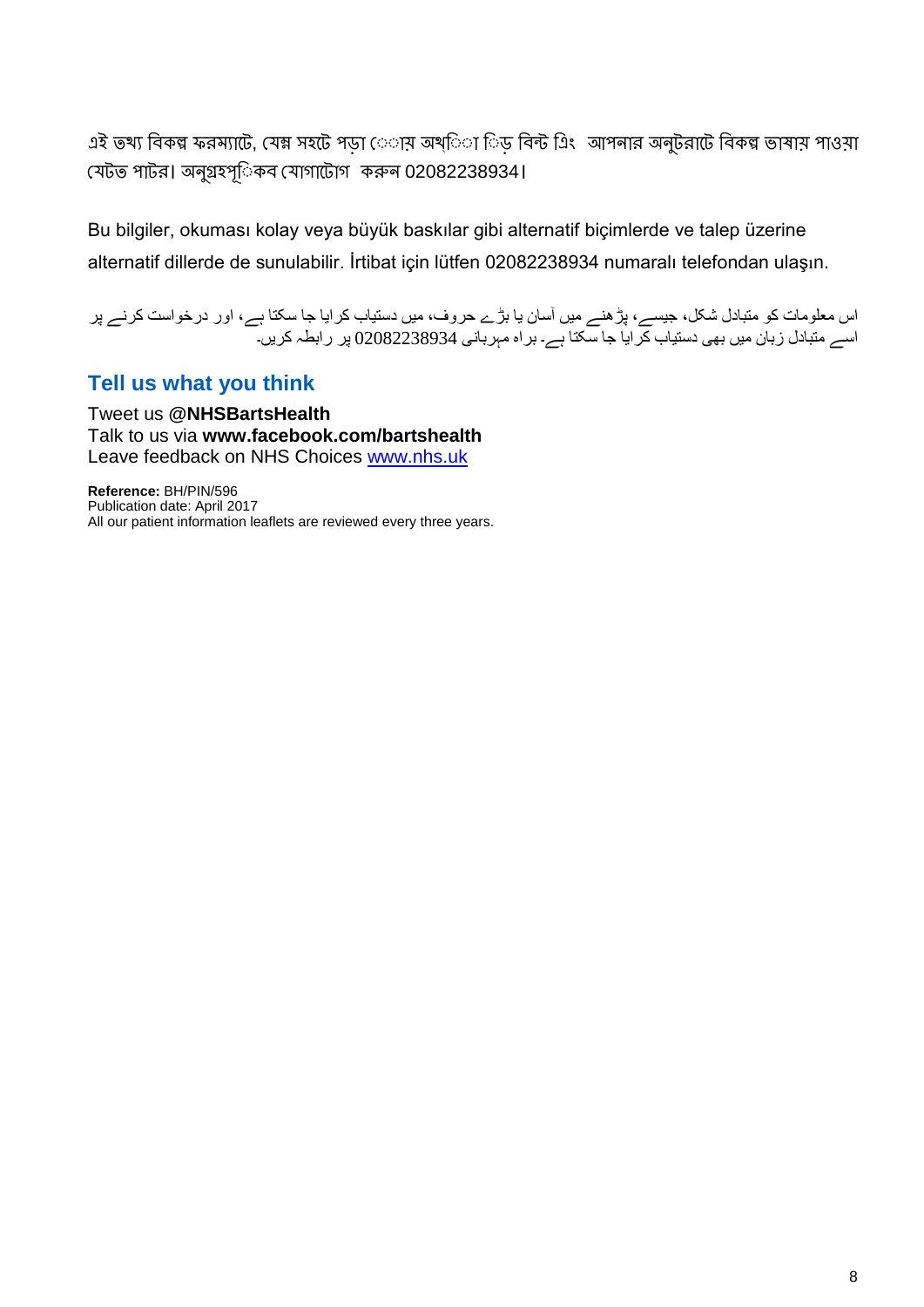এই তথ্য বিকল্প ফরম্যাটে, যেমন সহজে পড়া েয়া অথিা িড় বিন্ট িএিং আপনার অনুটরাটে বিকল্প ভাষায় পাওয়া যেটত পাটর। অনুগ্রহপূিকব যোগাটোগ করুন 02082238934।

Bu bilgiler, okuması kolay veya büyük baskılar gibi alternatif biçimlerde ve talep üzerine alternatif dillerde de sunulabilir. İrtibat için lütfen 02082238934 numaralı telefondan ulaşın.

اس معلومات کو متبادل شکل، جیسے، پڑھنے میں آسان یا بڑے حروف، میں دستیاب کرایا جا سکتا ہے، اور درخواست کرنے پر اسے متبادل زبان میں بھی دستیاب کرایا جا سکتا ہے۔ براہ مہربانی 02082238934 پر رابطہ کریں۔

## Tell us what you think

Tweet us **@NHSBartsHealth**
Talk to us via **www.facebook.com/bartshealth**
Leave feedback on NHS Choices www.nhs.uk

**Reference:** BH/PIN/596
Publication date: April 2017
All our patient information leaflets are reviewed every three years.